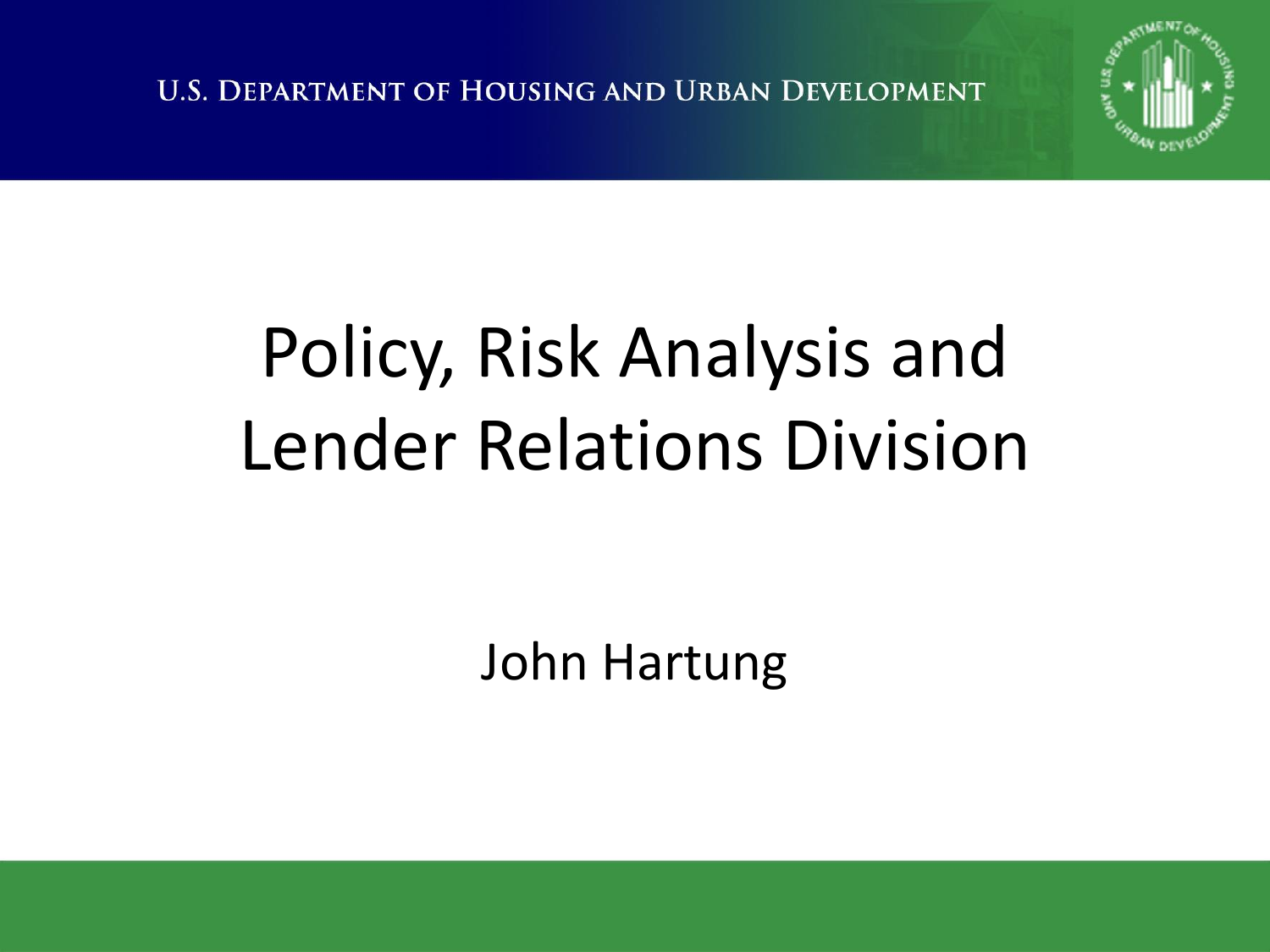U.S. DEPARTMENT OF HOUSING AND URBAN DEVELOPMENT

# Policy, Risk Analysis and Lender Relations Division

John Hartung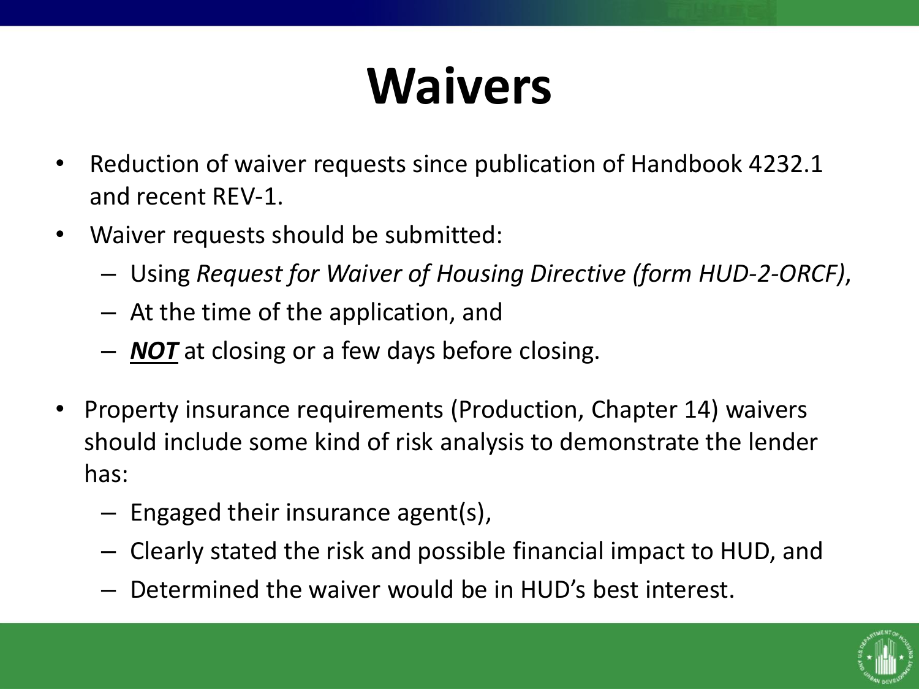# Waivers

- Reduction of waiver requests since publication of Handbook 4232.1 and recent REV-1.
- Waiver requests should be submitted:
  - Using *Request for Waiver of Housing Directive (form HUD-2-ORCF)*,
  - At the time of the application, and
  - ***NOT*** at closing or a few days before closing.
- Property insurance requirements (Production, Chapter 14) waivers should include some kind of risk analysis to demonstrate the lender has:
  - Engaged their insurance agent(s),
  - Clearly stated the risk and possible financial impact to HUD, and
  - Determined the waiver would be in HUD's best interest.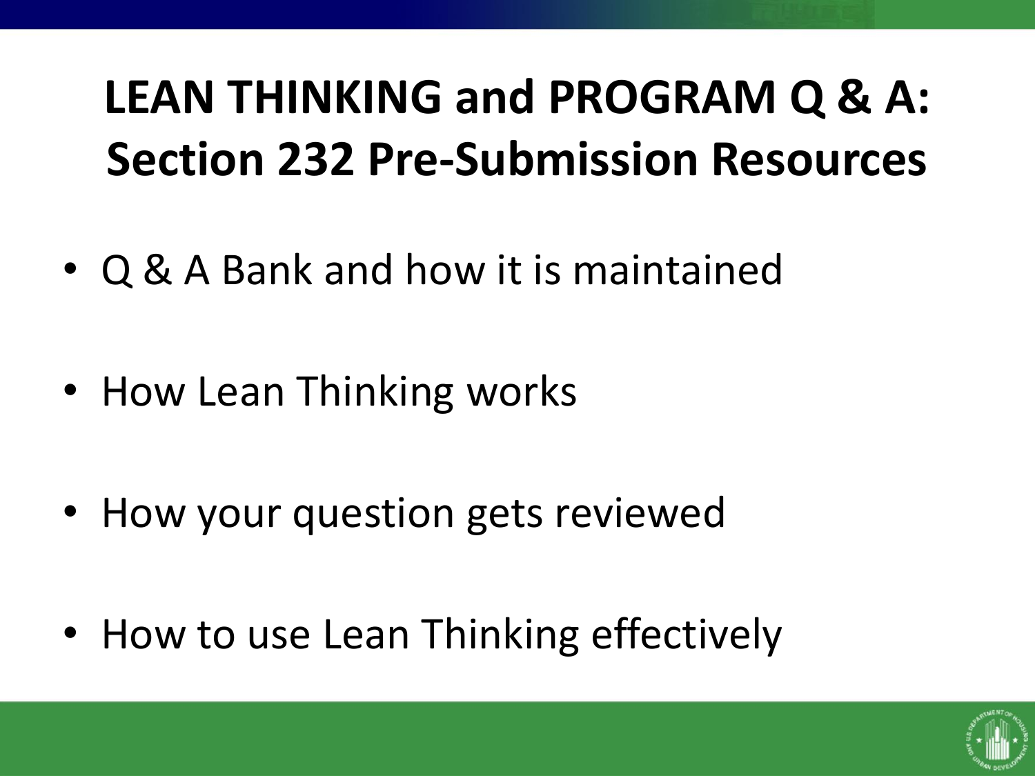# LEAN THINKING and PROGRAM Q & A: Section 232 Pre-Submission Resources

- Q & A Bank and how it is maintained
- How Lean Thinking works
- How your question gets reviewed
- How to use Lean Thinking effectively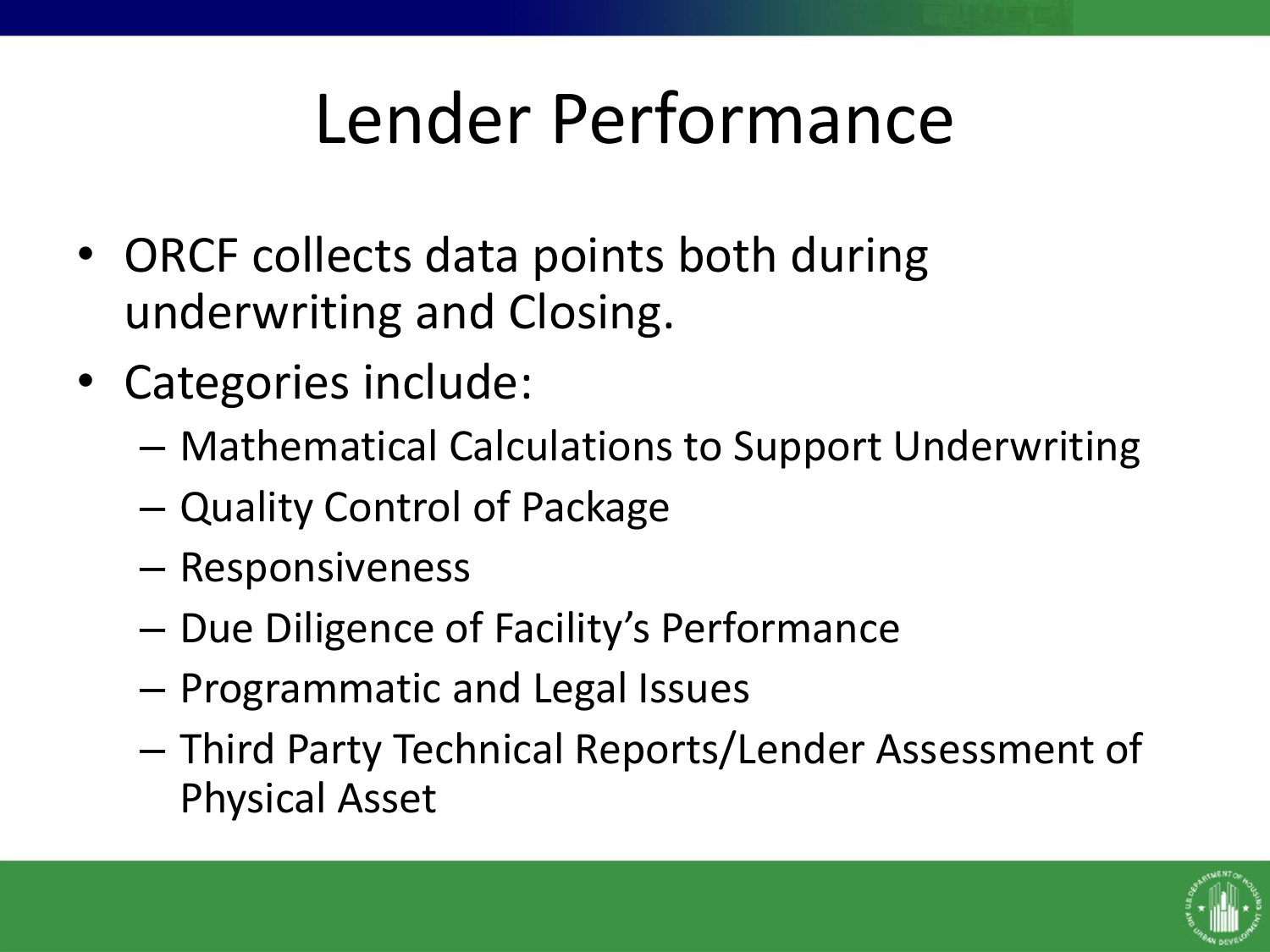# Lender Performance

- ORCF collects data points both during underwriting and Closing.
- Categories include:
  - Mathematical Calculations to Support Underwriting
  - Quality Control of Package
  - Responsiveness
  - Due Diligence of Facility's Performance
  - Programmatic and Legal Issues
  - Third Party Technical Reports/Lender Assessment of Physical Asset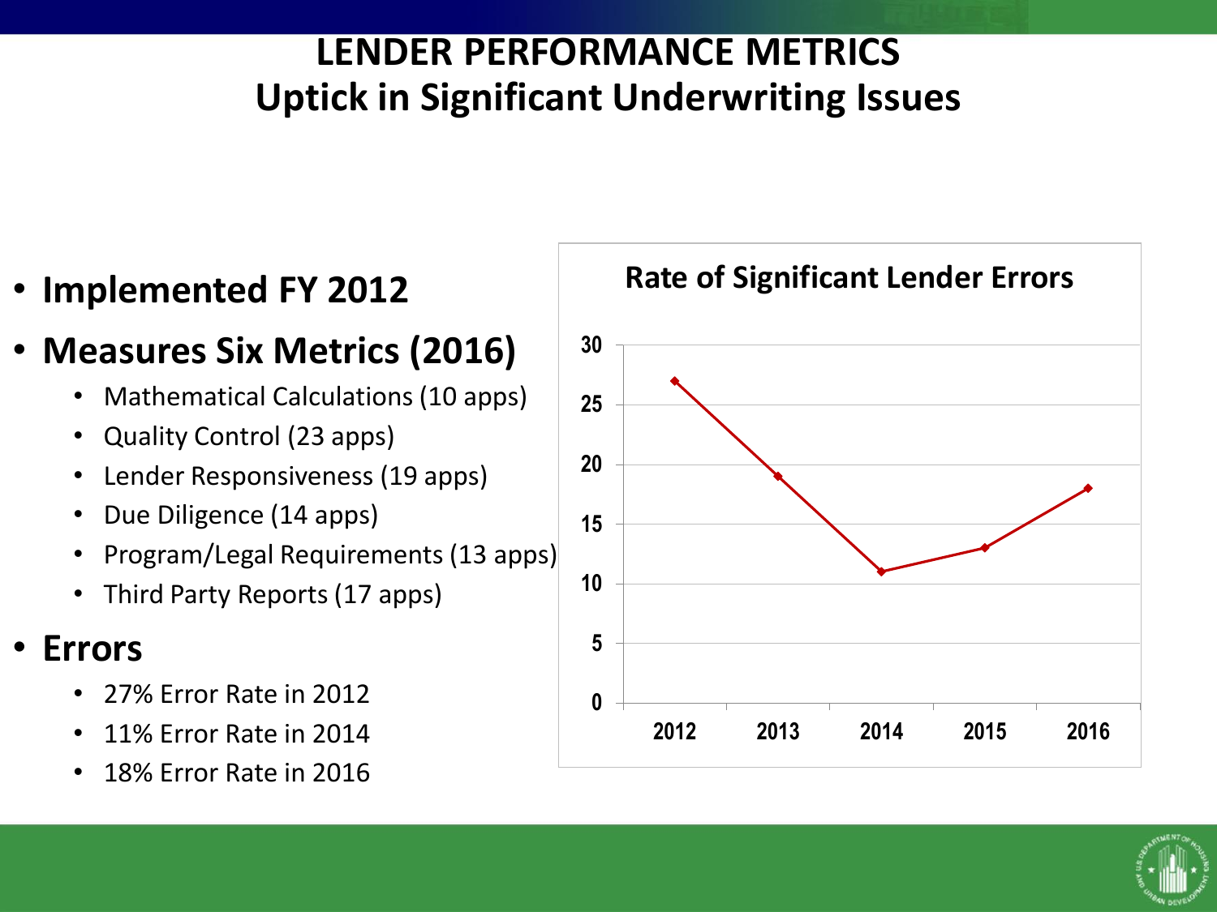# LENDER PERFORMANCE METRICS
## Uptick in Significant Underwriting Issues

- **Implemented FY 2012**
- **Measures Six Metrics (2016)**
  - Mathematical Calculations (10 apps)
  - Quality Control (23 apps)
  - Lender Responsiveness (19 apps)
  - Due Diligence (14 apps)
  - Program/Legal Requirements (13 apps)
  - Third Party Reports (17 apps)
- **Errors**
  - 27% Error Rate in 2012
  - 11% Error Rate in 2014
  - 18% Error Rate in 2016

**Rate of Significant Lender Errors**

| Year | Rate |
| --- | --- |
| 2012 | 27 |
| 2013 | 19 |
| 2014 | 11 |
| 2015 | 13 |
| 2016 | 18 |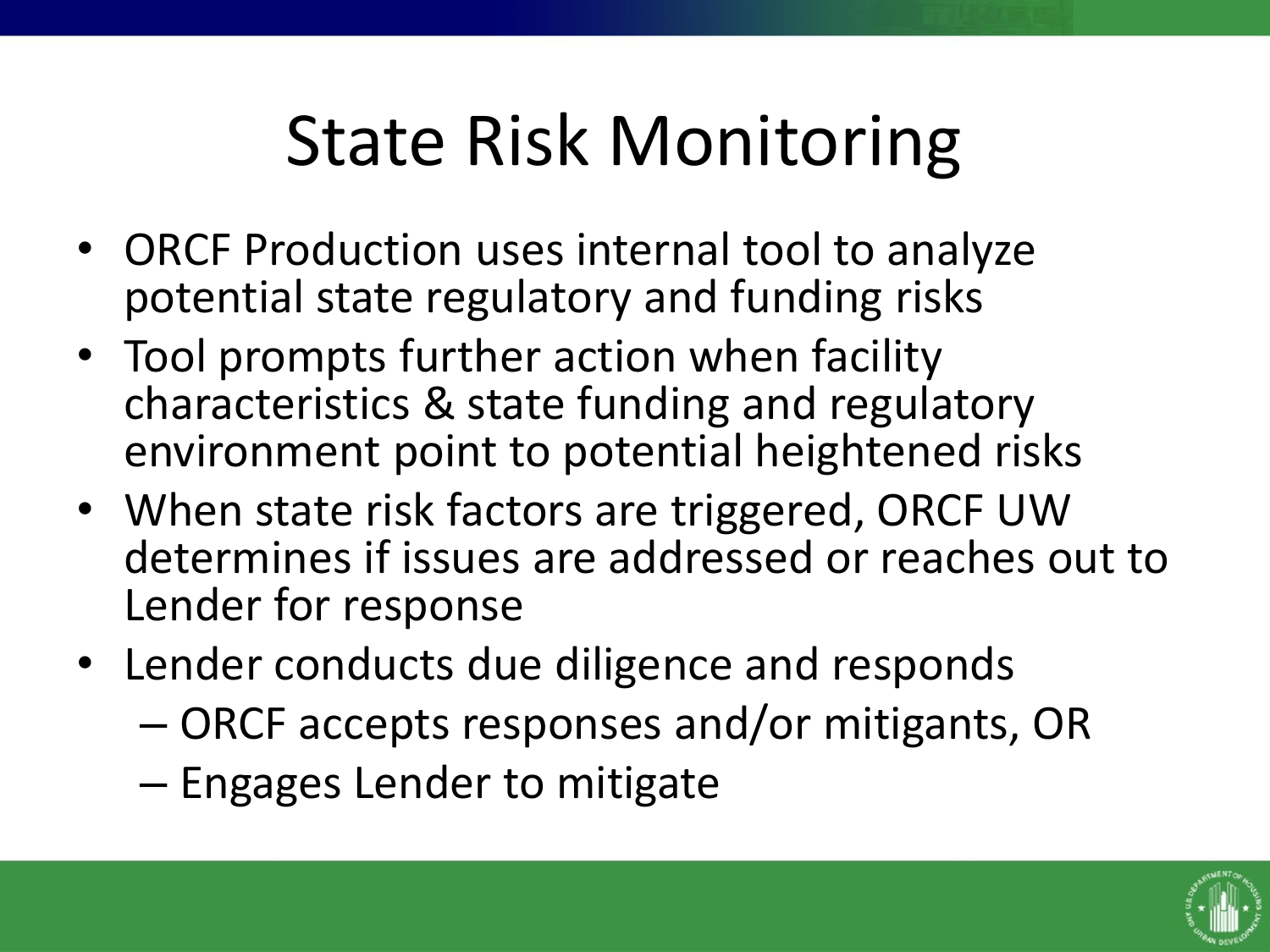# State Risk Monitoring

- ORCF Production uses internal tool to analyze potential state regulatory and funding risks
- Tool prompts further action when facility characteristics & state funding and regulatory environment point to potential heightened risks
- When state risk factors are triggered, ORCF UW determines if issues are addressed or reaches out to Lender for response
- Lender conducts due diligence and responds
  - ORCF accepts responses and/or mitigants, OR
  - Engages Lender to mitigate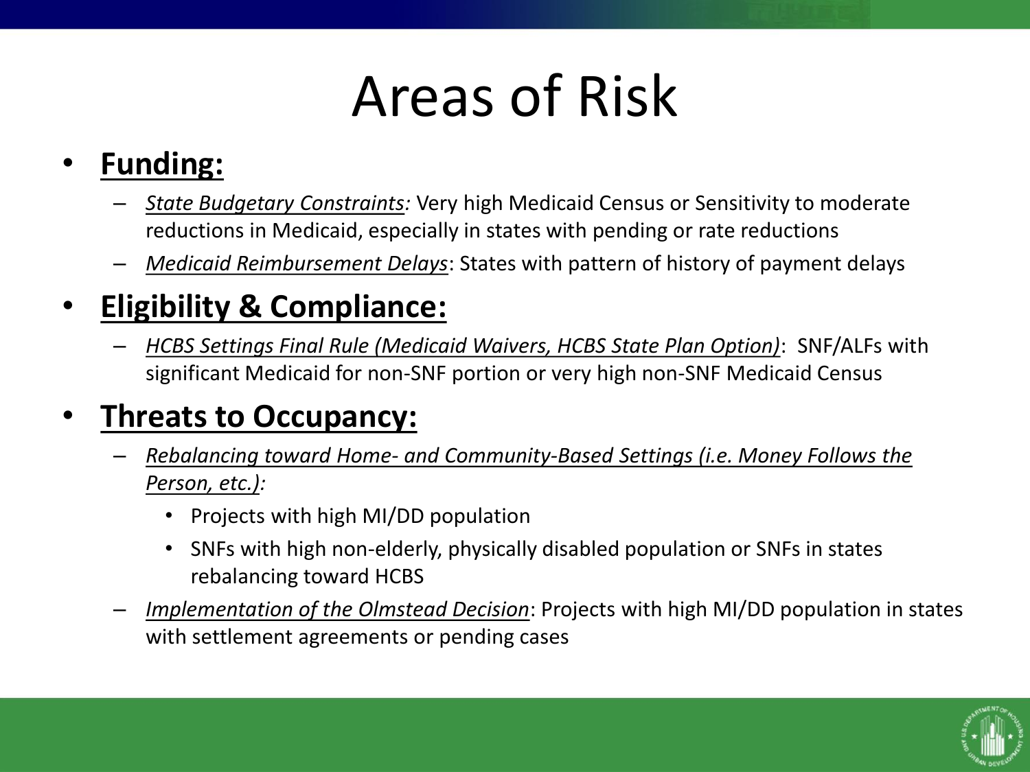# Areas of Risk

- **Funding:**
  - *State Budgetary Constraints:* Very high Medicaid Census or Sensitivity to moderate reductions in Medicaid, especially in states with pending or rate reductions
  - *Medicaid Reimbursement Delays*: States with pattern of history of payment delays
- **Eligibility & Compliance:**
  - *HCBS Settings Final Rule (Medicaid Waivers, HCBS State Plan Option)*: SNF/ALFs with significant Medicaid for non-SNF portion or very high non-SNF Medicaid Census
- **Threats to Occupancy:**
  - *Rebalancing toward Home- and Community-Based Settings (i.e. Money Follows the Person, etc.):*
    - Projects with high MI/DD population
    - SNFs with high non-elderly, physically disabled population or SNFs in states rebalancing toward HCBS
  - *Implementation of the Olmstead Decision*: Projects with high MI/DD population in states with settlement agreements or pending cases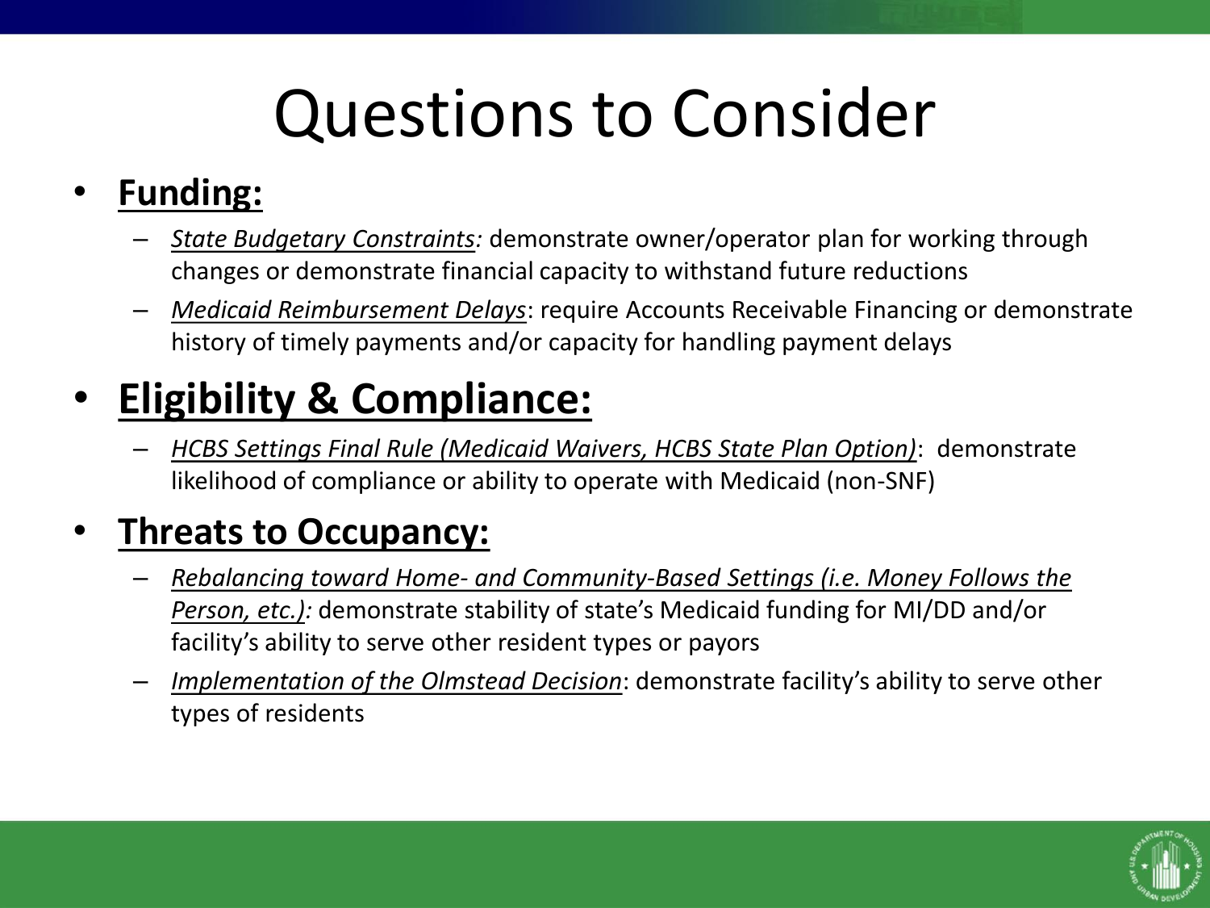# Questions to Consider

- **Funding:**
  - *State Budgetary Constraints:* demonstrate owner/operator plan for working through changes or demonstrate financial capacity to withstand future reductions
  - *Medicaid Reimbursement Delays*: require Accounts Receivable Financing or demonstrate history of timely payments and/or capacity for handling payment delays

- **Eligibility & Compliance:**
  - *HCBS Settings Final Rule (Medicaid Waivers, HCBS State Plan Option)*: demonstrate likelihood of compliance or ability to operate with Medicaid (non-SNF)

- **Threats to Occupancy:**
  - *Rebalancing toward Home- and Community-Based Settings (i.e. Money Follows the Person, etc.):* demonstrate stability of state's Medicaid funding for MI/DD and/or facility's ability to serve other resident types or payors
  - *Implementation of the Olmstead Decision*: demonstrate facility's ability to serve other types of residents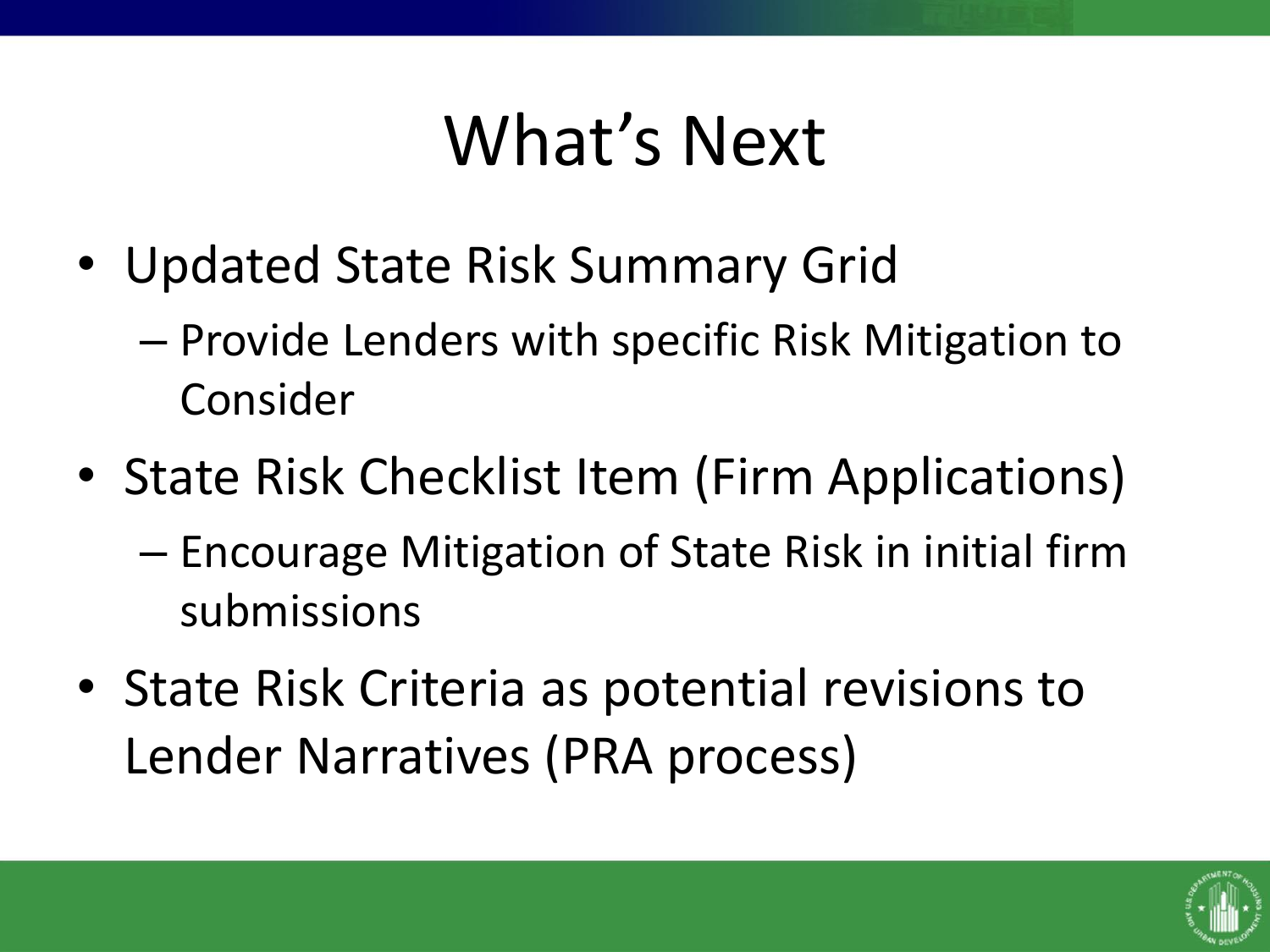# What's Next

- Updated State Risk Summary Grid
  - Provide Lenders with specific Risk Mitigation to Consider
- State Risk Checklist Item (Firm Applications)
  - Encourage Mitigation of State Risk in initial firm submissions
- State Risk Criteria as potential revisions to Lender Narratives (PRA process)